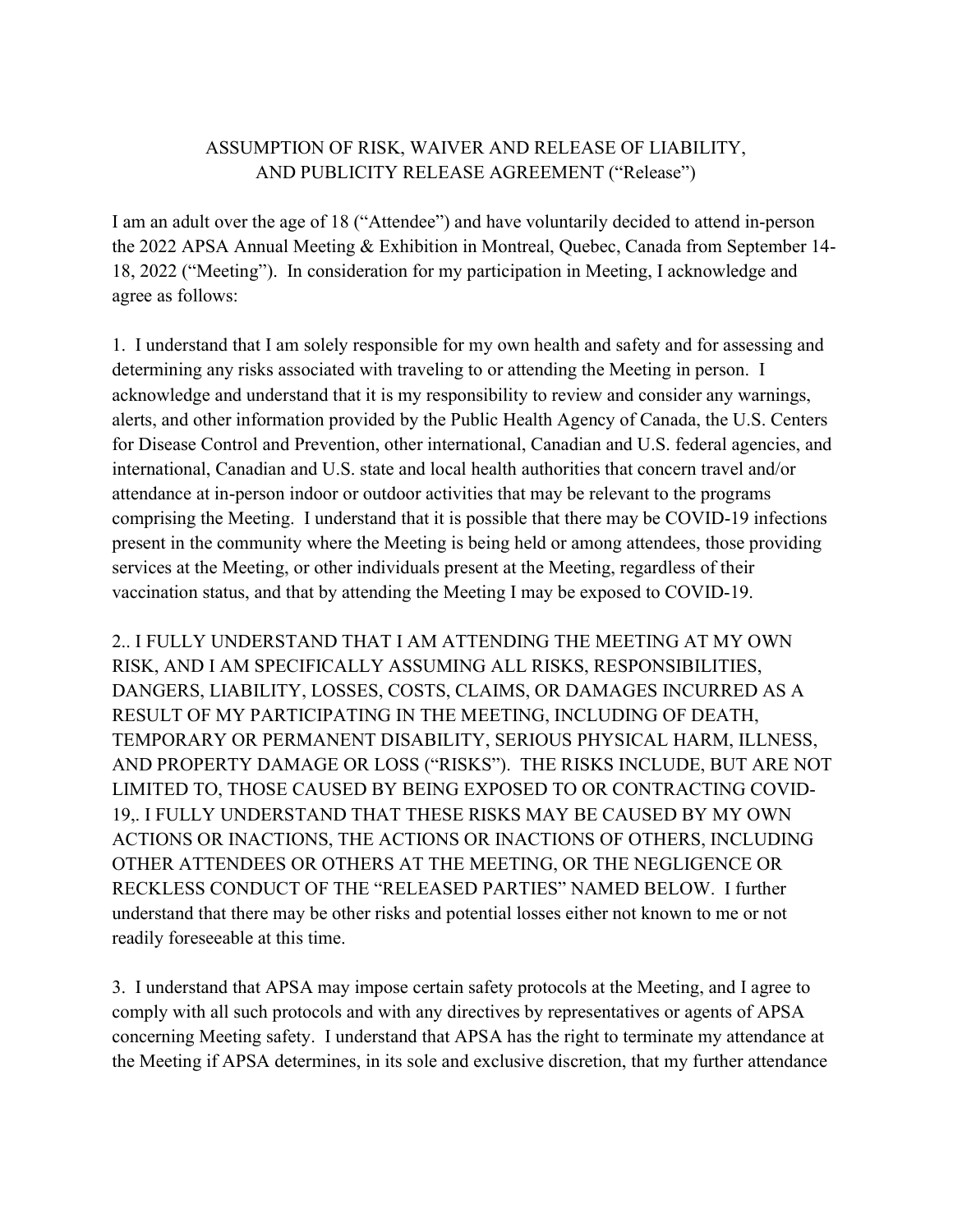# ASSUMPTION OF RISK, WAIVER AND RELEASE OF LIABILITY, AND PUBLICITY RELEASE AGREEMENT ("Release")

I am an adult over the age of 18 ("Attendee") and have voluntarily decided to attend in-person the 2022 APSA Annual Meeting & Exhibition in Montreal, Quebec, Canada from September 14-18, 2022 ("Meeting"). In consideration for my participation in Meeting, I acknowledge and agree as follows:

1. I understand that I am solely responsible for my own health and safety and for assessing and determining any risks associated with traveling to or attending the Meeting in person. I acknowledge and understand that it is my responsibility to review and consider any warnings, alerts, and other information provided by the Public Health Agency of Canada, the U.S. Centers for Disease Control and Prevention, other international, Canadian and U.S. federal agencies, and international, Canadian and U.S. state and local health authorities that concern travel and/or attendance at in-person indoor or outdoor activities that may be relevant to the programs comprising the Meeting. I understand that it is possible that there may be COVID-19 infections present in the community where the Meeting is being held or among attendees, those providing services at the Meeting, or other individuals present at the Meeting, regardless of their vaccination status, and that by attending the Meeting I may be exposed to COVID-19.

2.. I FULLY UNDERSTAND THAT I AM ATTENDING THE MEETING AT MY OWN RISK, AND I AM SPECIFICALLY ASSUMING ALL RISKS, RESPONSIBILITIES, DANGERS, LIABILITY, LOSSES, COSTS, CLAIMS, OR DAMAGES INCURRED AS A RESULT OF MY PARTICIPATING IN THE MEETING, INCLUDING OF DEATH, TEMPORARY OR PERMANENT DISABILITY, SERIOUS PHYSICAL HARM, ILLNESS, AND PROPERTY DAMAGE OR LOSS ("RISKS"). THE RISKS INCLUDE, BUT ARE NOT LIMITED TO, THOSE CAUSED BY BEING EXPOSED TO OR CONTRACTING COVID-19,. I FULLY UNDERSTAND THAT THESE RISKS MAY BE CAUSED BY MY OWN ACTIONS OR INACTIONS, THE ACTIONS OR INACTIONS OF OTHERS, INCLUDING OTHER ATTENDEES OR OTHERS AT THE MEETING, OR THE NEGLIGENCE OR RECKLESS CONDUCT OF THE "RELEASED PARTIES" NAMED BELOW. I further understand that there may be other risks and potential losses either not known to me or not readily foreseeable at this time.

3. I understand that APSA may impose certain safety protocols at the Meeting, and I agree to comply with all such protocols and with any directives by representatives or agents of APSA concerning Meeting safety. I understand that APSA has the right to terminate my attendance at the Meeting if APSA determines, in its sole and exclusive discretion, that my further attendance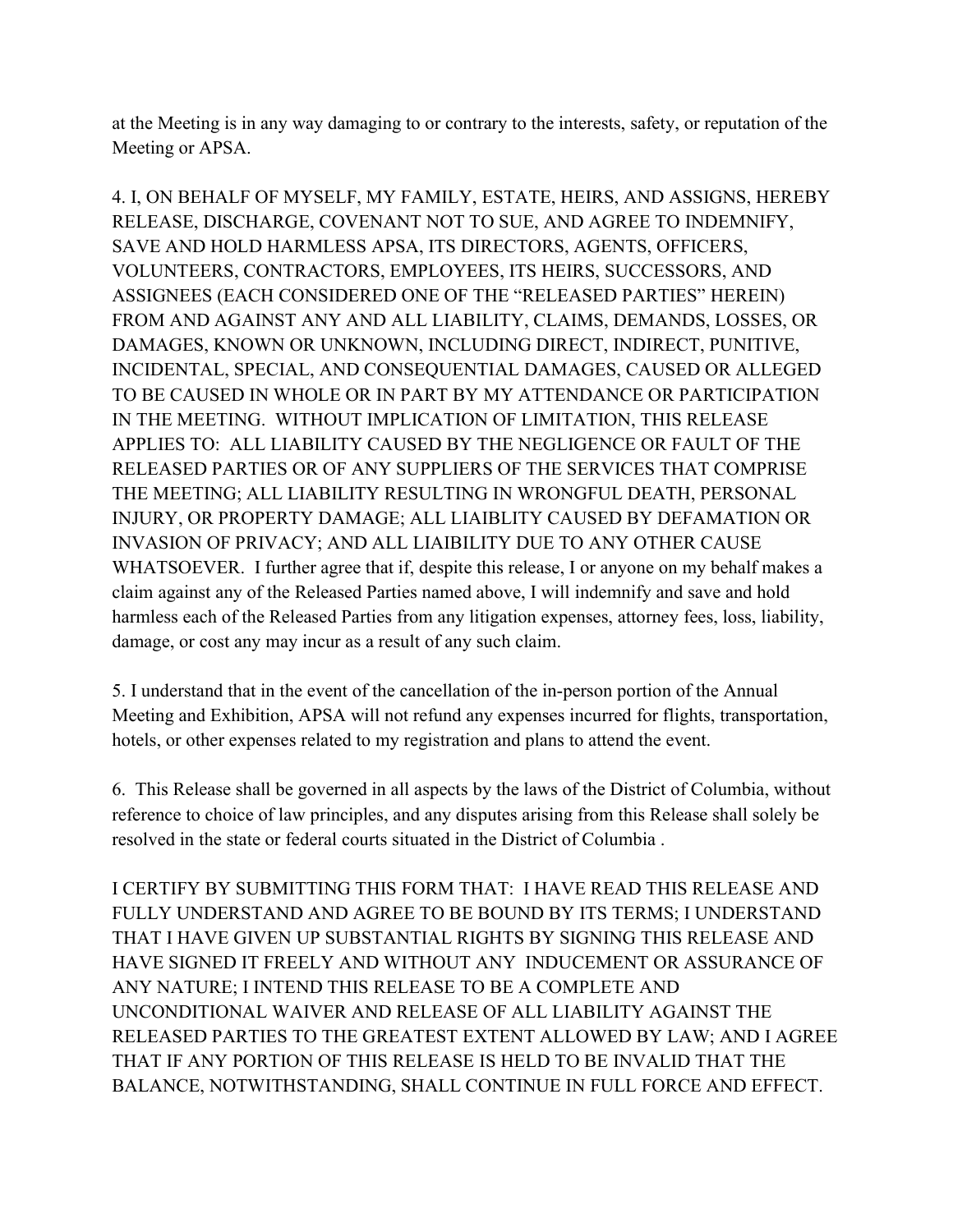at the Meeting is in any way damaging to or contrary to the interests, safety, or reputation of the Meeting or APSA.

4. I, ON BEHALF OF MYSELF, MY FAMILY, ESTATE, HEIRS, AND ASSIGNS, HEREBY RELEASE, DISCHARGE, COVENANT NOT TO SUE, AND AGREE TO INDEMNIFY, SAVE AND HOLD HARMLESS APSA, ITS DIRECTORS, AGENTS, OFFICERS, VOLUNTEERS, CONTRACTORS, EMPLOYEES, ITS HEIRS, SUCCESSORS, AND ASSIGNEES (EACH CONSIDERED ONE OF THE "RELEASED PARTIES" HEREIN) FROM AND AGAINST ANY AND ALL LIABILITY, CLAIMS, DEMANDS, LOSSES, OR DAMAGES, KNOWN OR UNKNOWN, INCLUDING DIRECT, INDIRECT, PUNITIVE, INCIDENTAL, SPECIAL, AND CONSEQUENTIAL DAMAGES, CAUSED OR ALLEGED TO BE CAUSED IN WHOLE OR IN PART BY MY ATTENDANCE OR PARTICIPATION IN THE MEETING. WITHOUT IMPLICATION OF LIMITATION, THIS RELEASE APPLIES TO: ALL LIABILITY CAUSED BY THE NEGLIGENCE OR FAULT OF THE RELEASED PARTIES OR OF ANY SUPPLIERS OF THE SERVICES THAT COMPRISE THE MEETING; ALL LIABILITY RESULTING IN WRONGFUL DEATH, PERSONAL INJURY, OR PROPERTY DAMAGE; ALL LIAIBLITY CAUSED BY DEFAMATION OR INVASION OF PRIVACY; AND ALL LIAIBILITY DUE TO ANY OTHER CAUSE WHATSOEVER. I further agree that if, despite this release, I or anyone on my behalf makes a claim against any of the Released Parties named above, I will indemnify and save and hold harmless each of the Released Parties from any litigation expenses, attorney fees, loss, liability, damage, or cost any may incur as a result of any such claim.

5. I understand that in the event of the cancellation of the in-person portion of the Annual Meeting and Exhibition, APSA will not refund any expenses incurred for flights, transportation, hotels, or other expenses related to my registration and plans to attend the event.

6. This Release shall be governed in all aspects by the laws of the District of Columbia, without reference to choice of law principles, and any disputes arising from this Release shall solely be resolved in the state or federal courts situated in the District of Columbia .

I CERTIFY BY SUBMITTING THIS FORM THAT: I HAVE READ THIS RELEASE AND FULLY UNDERSTAND AND AGREE TO BE BOUND BY ITS TERMS; I UNDERSTAND THAT I HAVE GIVEN UP SUBSTANTIAL RIGHTS BY SIGNING THIS RELEASE AND HAVE SIGNED IT FREELY AND WITHOUT ANY INDUCEMENT OR ASSURANCE OF ANY NATURE; I INTEND THIS RELEASE TO BE A COMPLETE AND UNCONDITIONAL WAIVER AND RELEASE OF ALL LIABILITY AGAINST THE RELEASED PARTIES TO THE GREATEST EXTENT ALLOWED BY LAW; AND I AGREE THAT IF ANY PORTION OF THIS RELEASE IS HELD TO BE INVALID THAT THE BALANCE, NOTWITHSTANDING, SHALL CONTINUE IN FULL FORCE AND EFFECT.